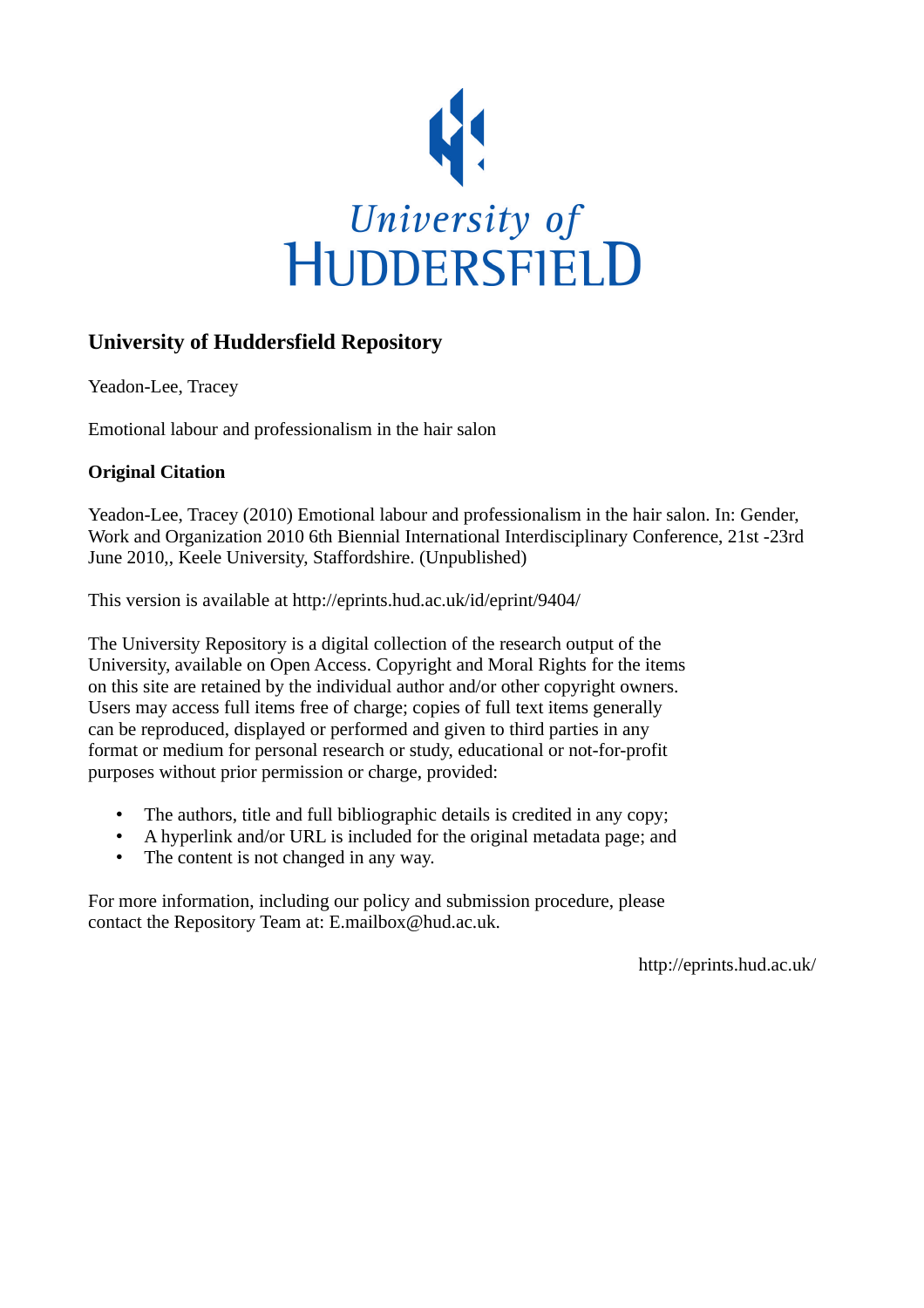University of
HUDDERSFIELD

## University of Huddersfield Repository

Yeadon-Lee, Tracey

Emotional labour and professionalism in the hair salon

### Original Citation

Yeadon-Lee, Tracey (2010) Emotional labour and professionalism in the hair salon. In: Gender, Work and Organization 2010 6th Biennial International Interdisciplinary Conference, 21st -23rd June 2010,, Keele University, Staffordshire. (Unpublished)

This version is available at http://eprints.hud.ac.uk/id/eprint/9404/

The University Repository is a digital collection of the research output of the University, available on Open Access. Copyright and Moral Rights for the items on this site are retained by the individual author and/or other copyright owners. Users may access full items free of charge; copies of full text items generally can be reproduced, displayed or performed and given to third parties in any format or medium for personal research or study, educational or not-for-profit purposes without prior permission or charge, provided:

- The authors, title and full bibliographic details is credited in any copy;
- A hyperlink and/or URL is included for the original metadata page; and
- The content is not changed in any way.

For more information, including our policy and submission procedure, please contact the Repository Team at: E.mailbox@hud.ac.uk.

http://eprints.hud.ac.uk/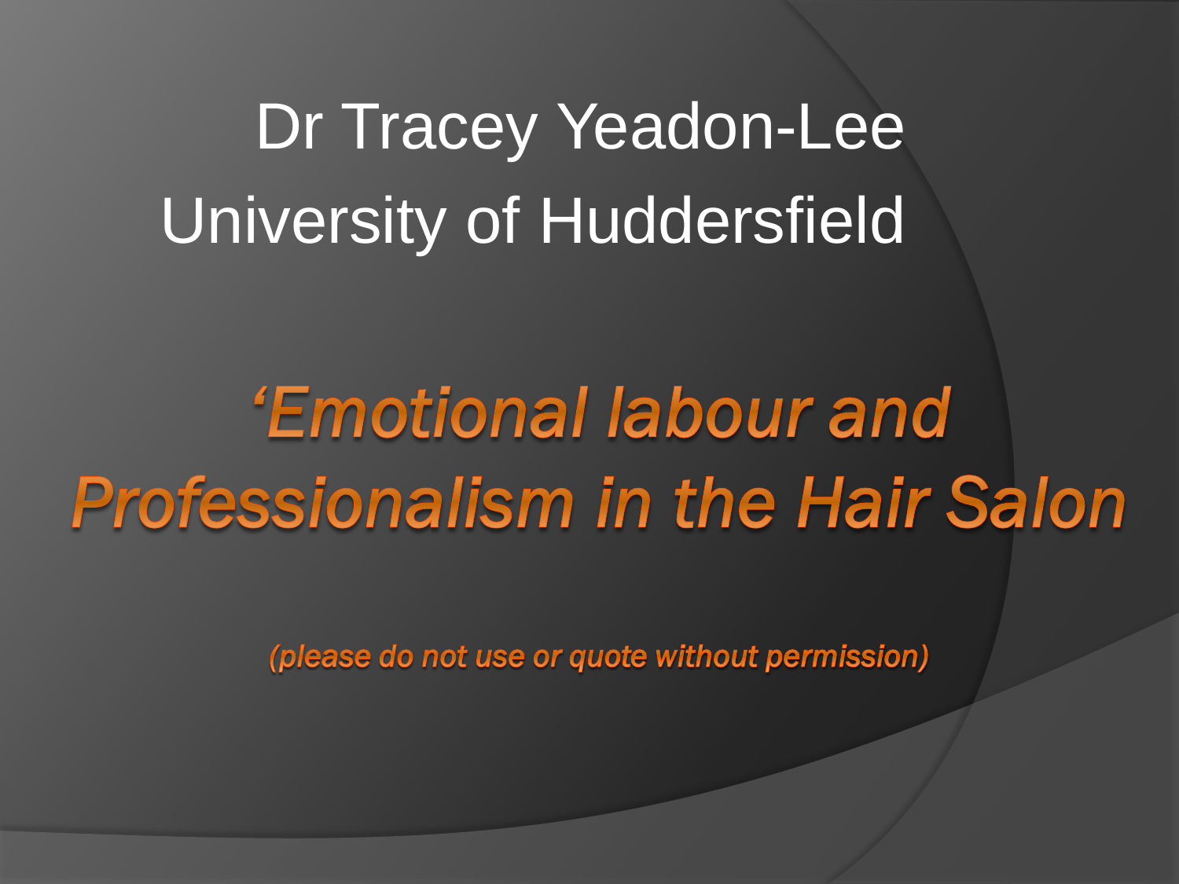Dr Tracey Yeadon-Lee
University of Huddersfield

# *'Emotional labour and Professionalism in the Hair Salon*

*(please do not use or quote without permission)*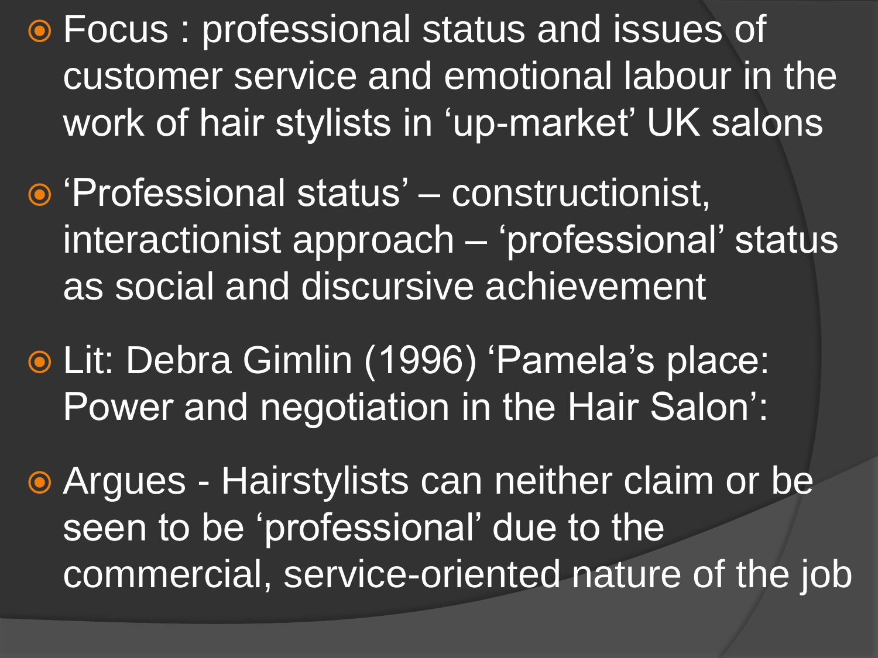- Focus : professional status and issues of customer service and emotional labour in the work of hair stylists in 'up-market' UK salons
- 'Professional status' – constructionist, interactionist approach – 'professional' status as social and discursive achievement
- Lit: Debra Gimlin (1996) 'Pamela's place: Power and negotiation in the Hair Salon':
- Argues - Hairstylists can neither claim or be seen to be 'professional' due to the commercial, service-oriented nature of the job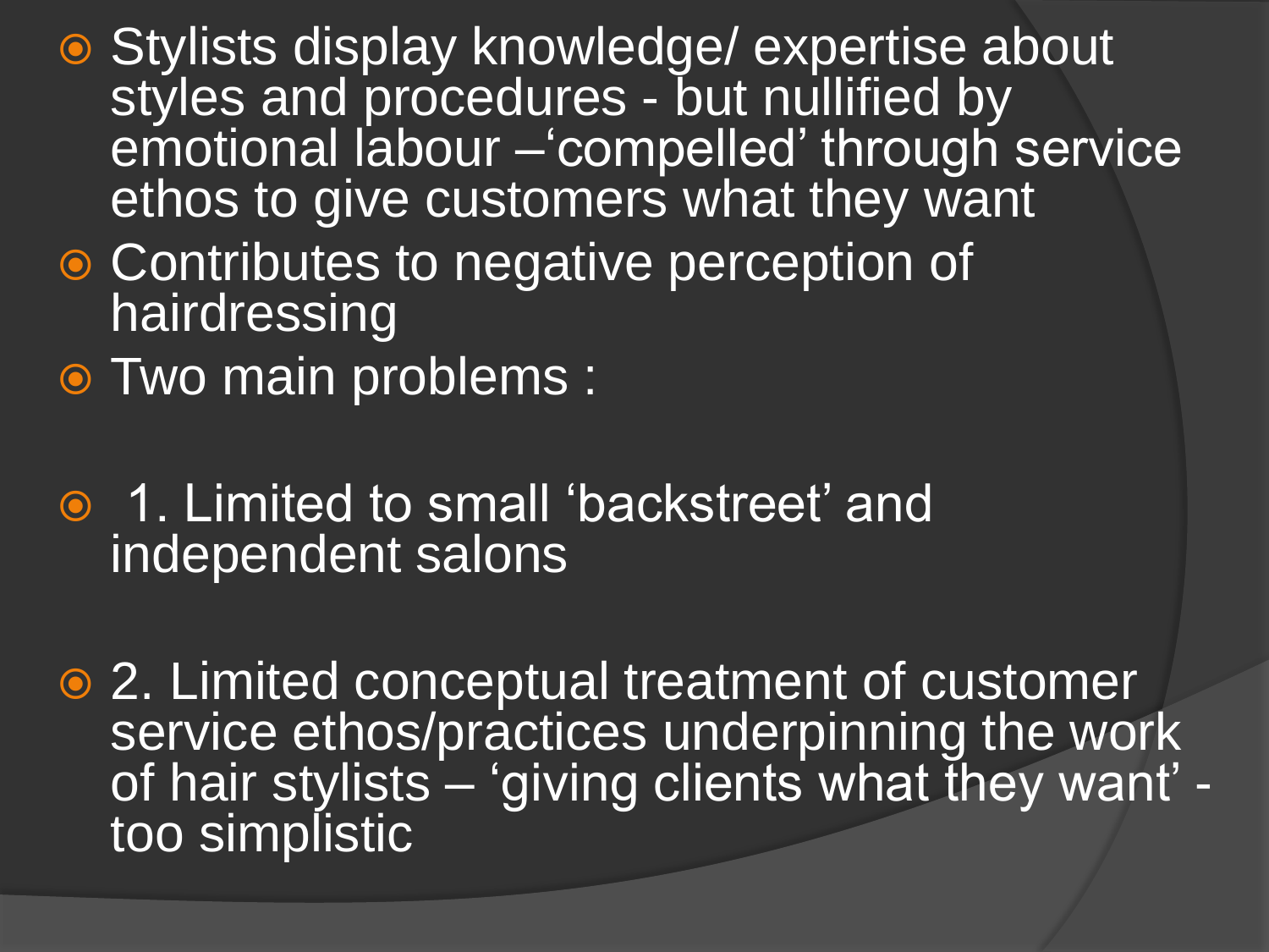- Stylists display knowledge/ expertise about styles and procedures - but nullified by emotional labour –'compelled' through service ethos to give customers what they want
- Contributes to negative perception of hairdressing
- Two main problems :
- 1. Limited to small 'backstreet' and independent salons
- 2. Limited conceptual treatment of customer service ethos/practices underpinning the work of hair stylists – 'giving clients what they want' - too simplistic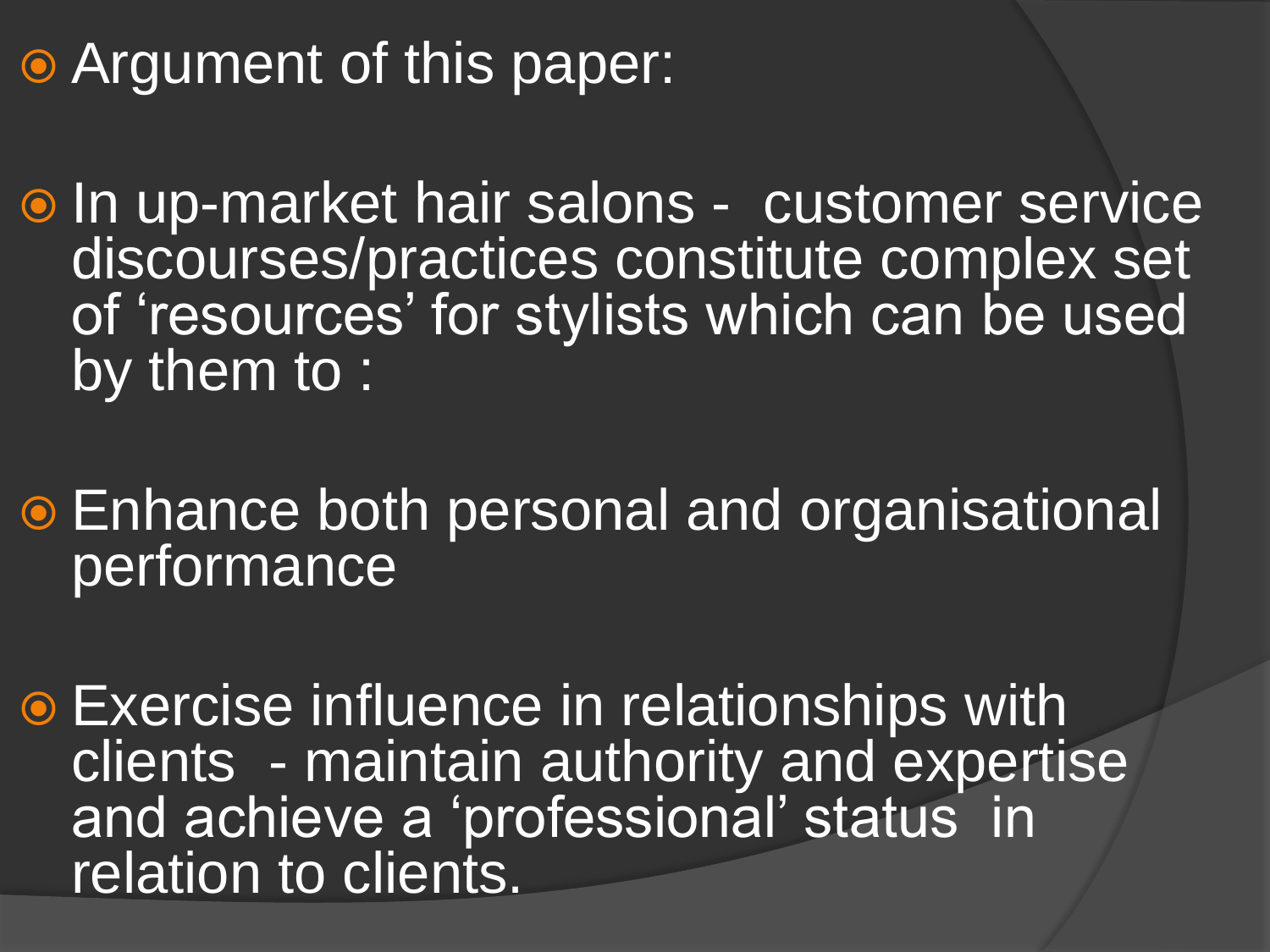- Argument of this paper:

- In up-market hair salons - customer service discourses/practices constitute complex set of 'resources' for stylists which can be used by them to :

- Enhance both personal and organisational performance

- Exercise influence in relationships with clients - maintain authority and expertise and achieve a 'professional' status in relation to clients.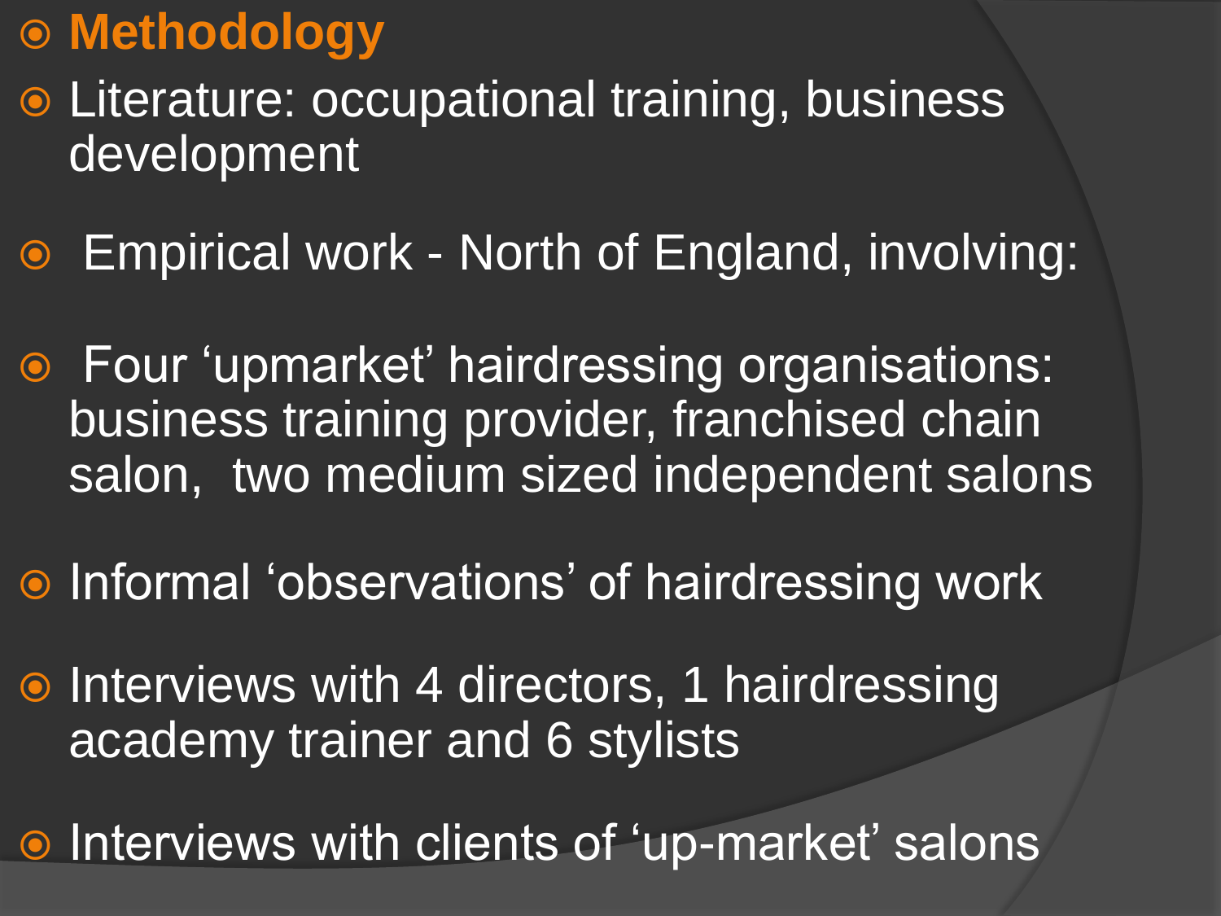## Methodology

- Literature: occupational training, business development
- Empirical work - North of England, involving:
- Four ‘upmarket’ hairdressing organisations: business training provider, franchised chain salon, two medium sized independent salons
- Informal ‘observations’ of hairdressing work
- Interviews with 4 directors, 1 hairdressing academy trainer and 6 stylists
- Interviews with clients of ‘up-market’ salons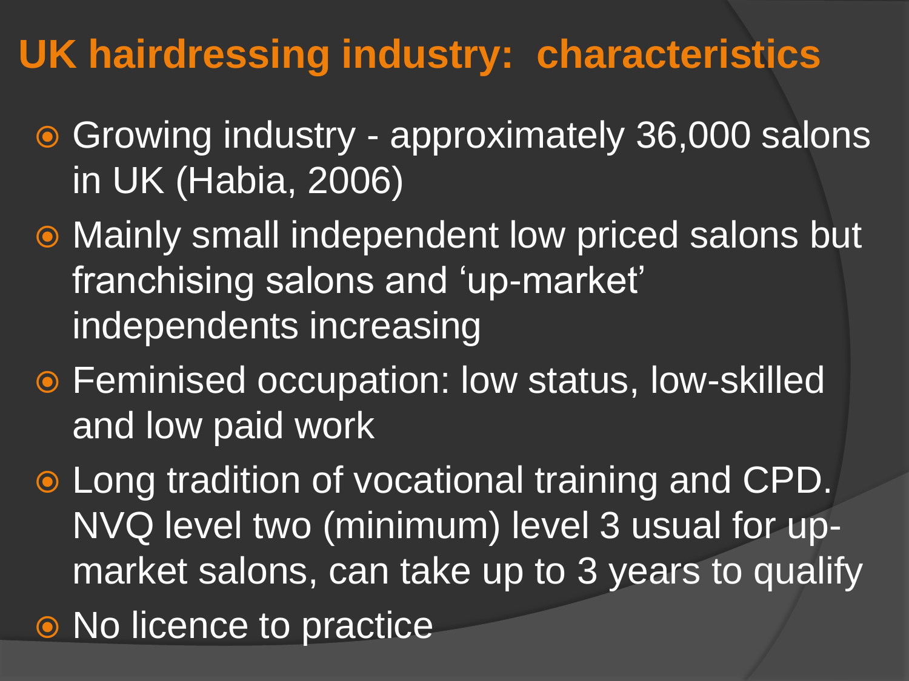# UK hairdressing industry: characteristics

- Growing industry - approximately 36,000 salons in UK (Habia, 2006)
- Mainly small independent low priced salons but franchising salons and ‘up-market’ independents increasing
- Feminised occupation: low status, low-skilled and low paid work
- Long tradition of vocational training and CPD. NVQ level two (minimum) level 3 usual for up-market salons, can take up to 3 years to qualify
- No licence to practice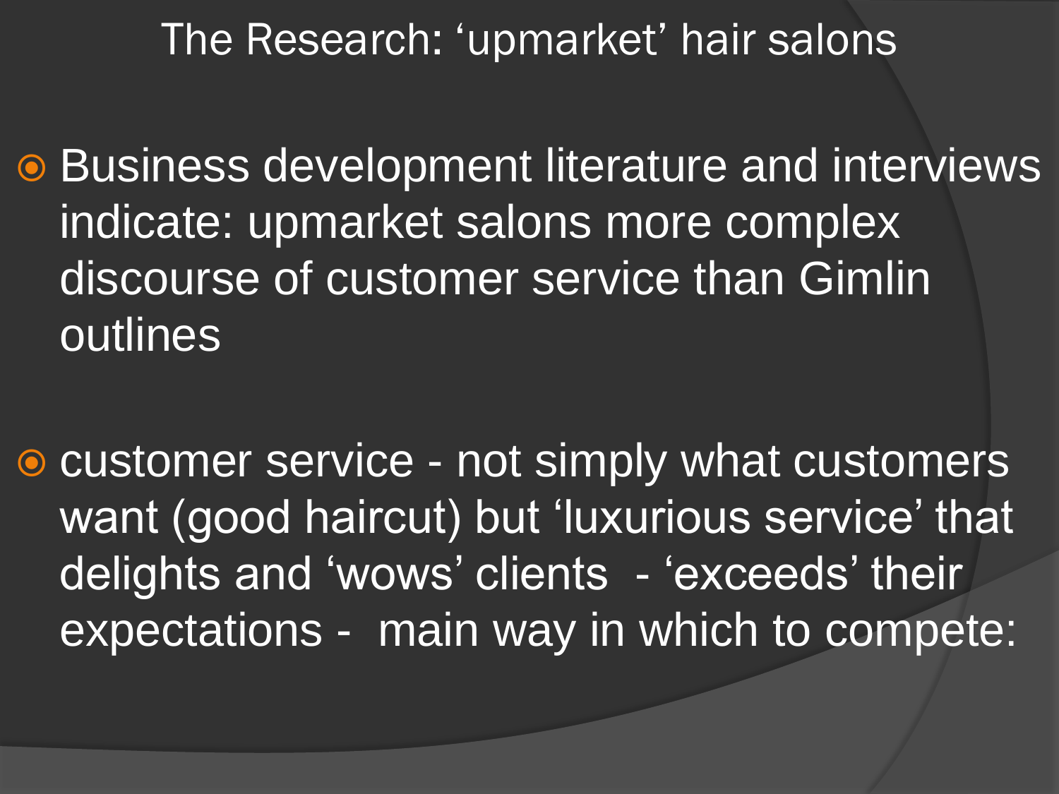# The Research: ‘upmarket’ hair salons

- Business development literature and interviews indicate: upmarket salons more complex discourse of customer service than Gimlin outlines

- customer service - not simply what customers want (good haircut) but ‘luxurious service’ that delights and ‘wows’ clients - ‘exceeds’ their expectations - main way in which to compete: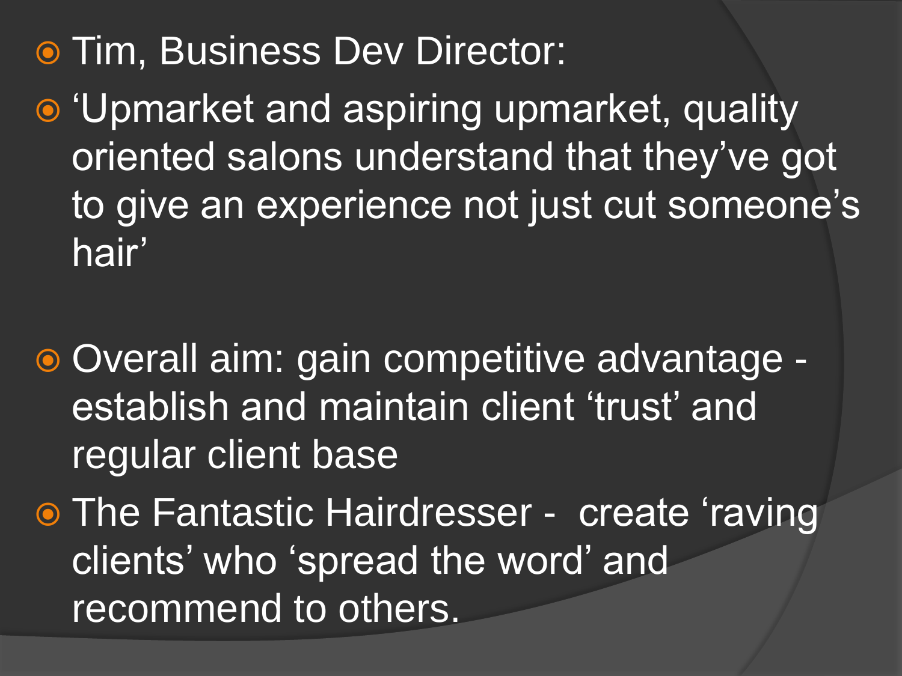- Tim, Business Dev Director:
- 'Upmarket and aspiring upmarket, quality oriented salons understand that they've got to give an experience not just cut someone's hair'

- Overall aim: gain competitive advantage - establish and maintain client 'trust' and regular client base
- The Fantastic Hairdresser - create 'raving clients' who 'spread the word' and recommend to others.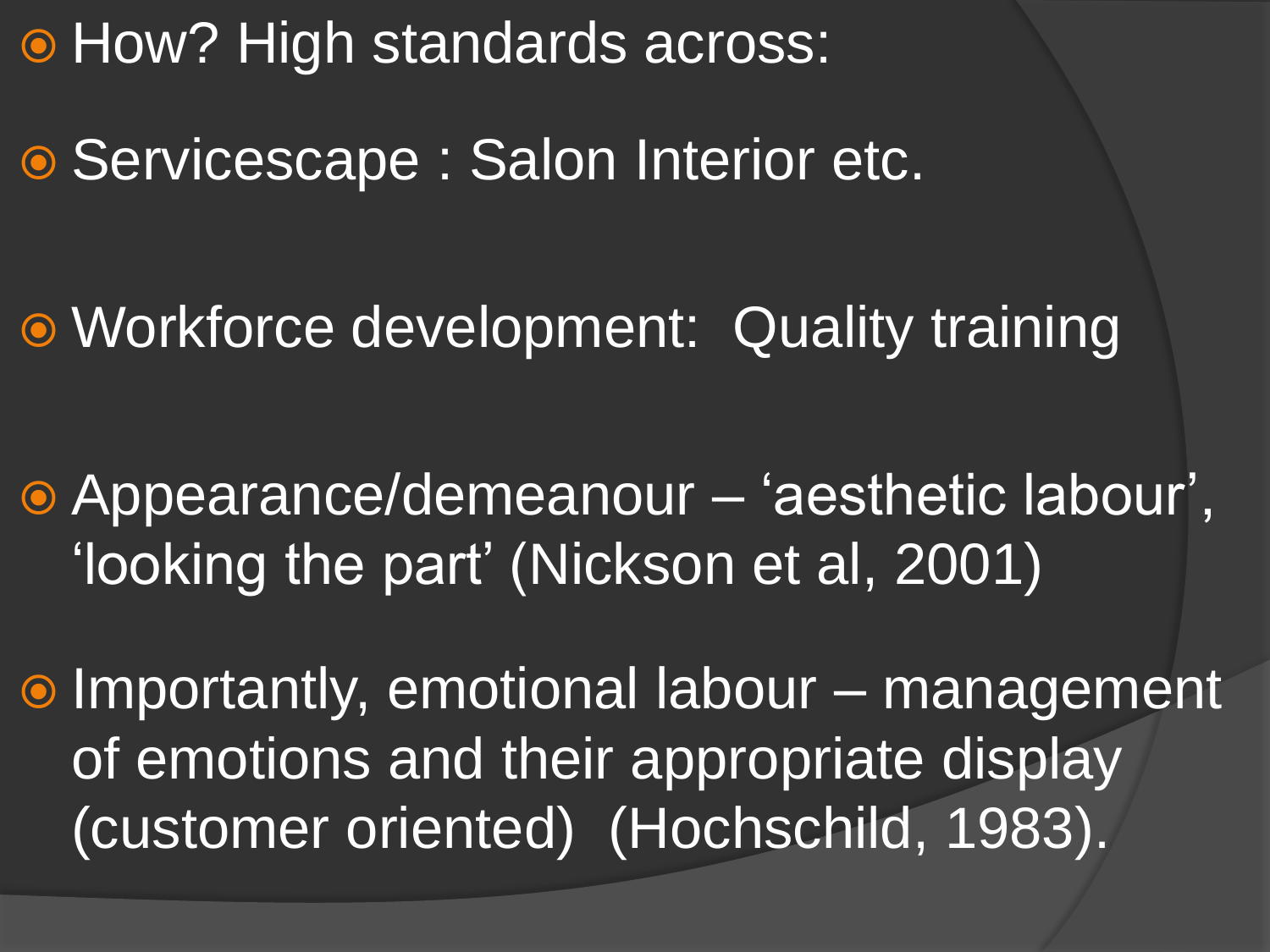- How? High standards across:
- Servicescape : Salon Interior etc.
- Workforce development: Quality training
- Appearance/demeanour – ‘aesthetic labour’, ‘looking the part’ (Nickson et al, 2001)
- Importantly, emotional labour – management of emotions and their appropriate display (customer oriented) (Hochschild, 1983).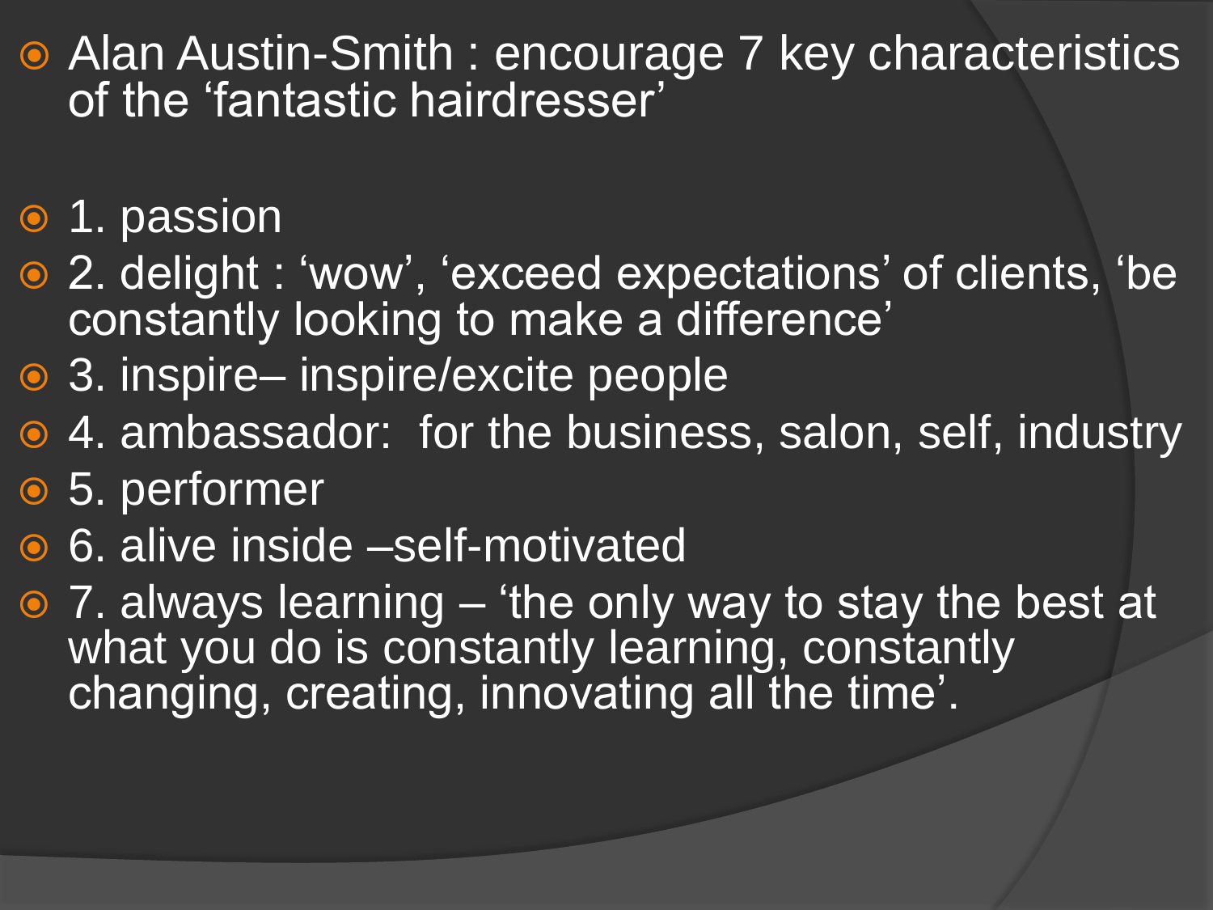- Alan Austin-Smith : encourage 7 key characteristics of the 'fantastic hairdresser'

- 1. passion
- 2. delight : 'wow', 'exceed expectations' of clients, 'be constantly looking to make a difference'
- 3. inspire– inspire/excite people
- 4. ambassador: for the business, salon, self, industry
- 5. performer
- 6. alive inside –self-motivated
- 7. always learning – 'the only way to stay the best at what you do is constantly learning, constantly changing, creating, innovating all the time'.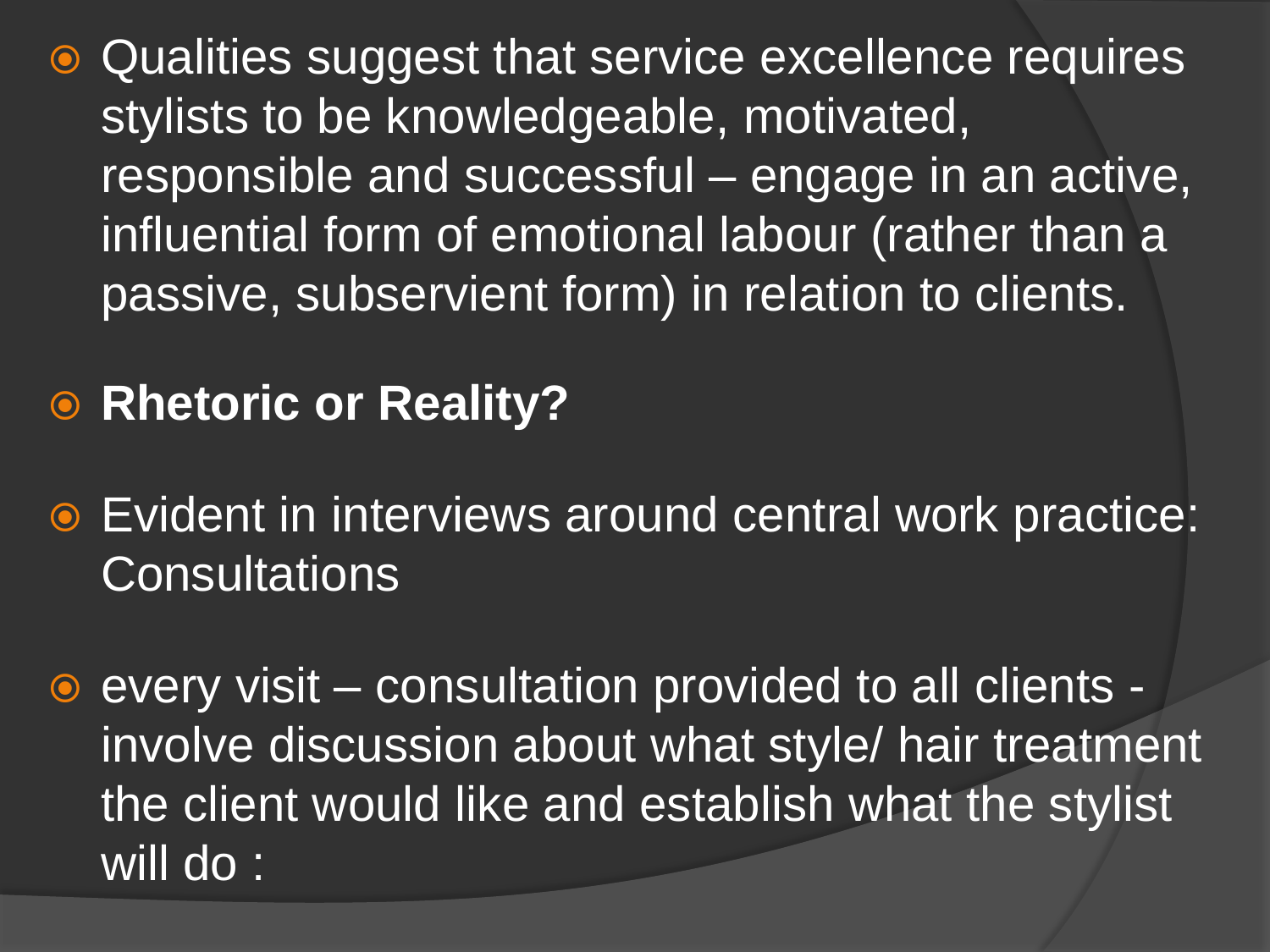- Qualities suggest that service excellence requires stylists to be knowledgeable, motivated, responsible and successful – engage in an active, influential form of emotional labour (rather than a passive, subservient form) in relation to clients.

- **Rhetoric or Reality?**

- Evident in interviews around central work practice: Consultations

- every visit – consultation provided to all clients - involve discussion about what style/ hair treatment the client would like and establish what the stylist will do :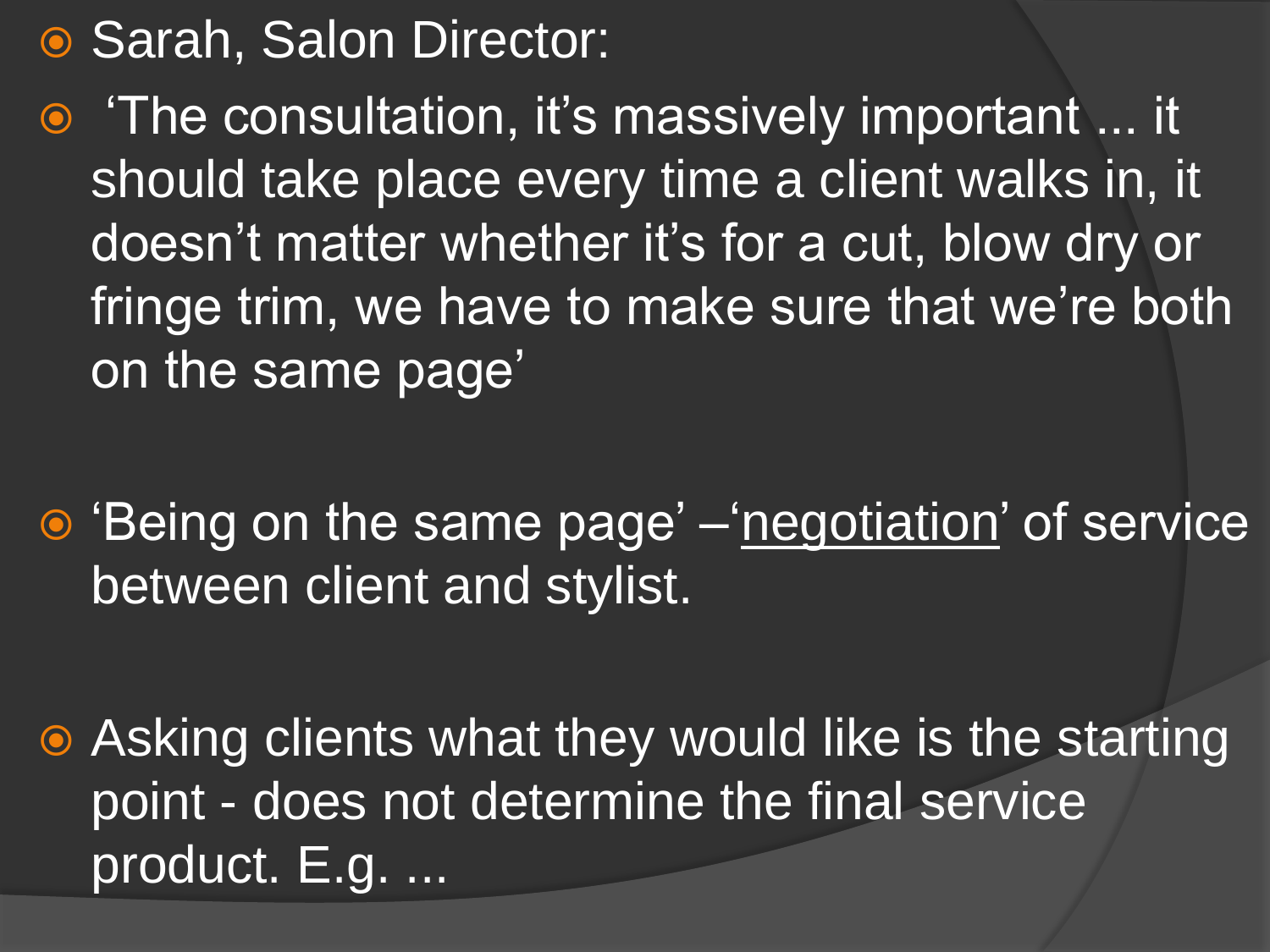- Sarah, Salon Director:
- 'The consultation, it's massively important ... it should take place every time a client walks in, it doesn't matter whether it's for a cut, blow dry or fringe trim, we have to make sure that we're both on the same page'

- 'Being on the same page' –'<u>negotiation</u>' of service between client and stylist.

- Asking clients what they would like is the starting point - does not determine the final service product. E.g. ...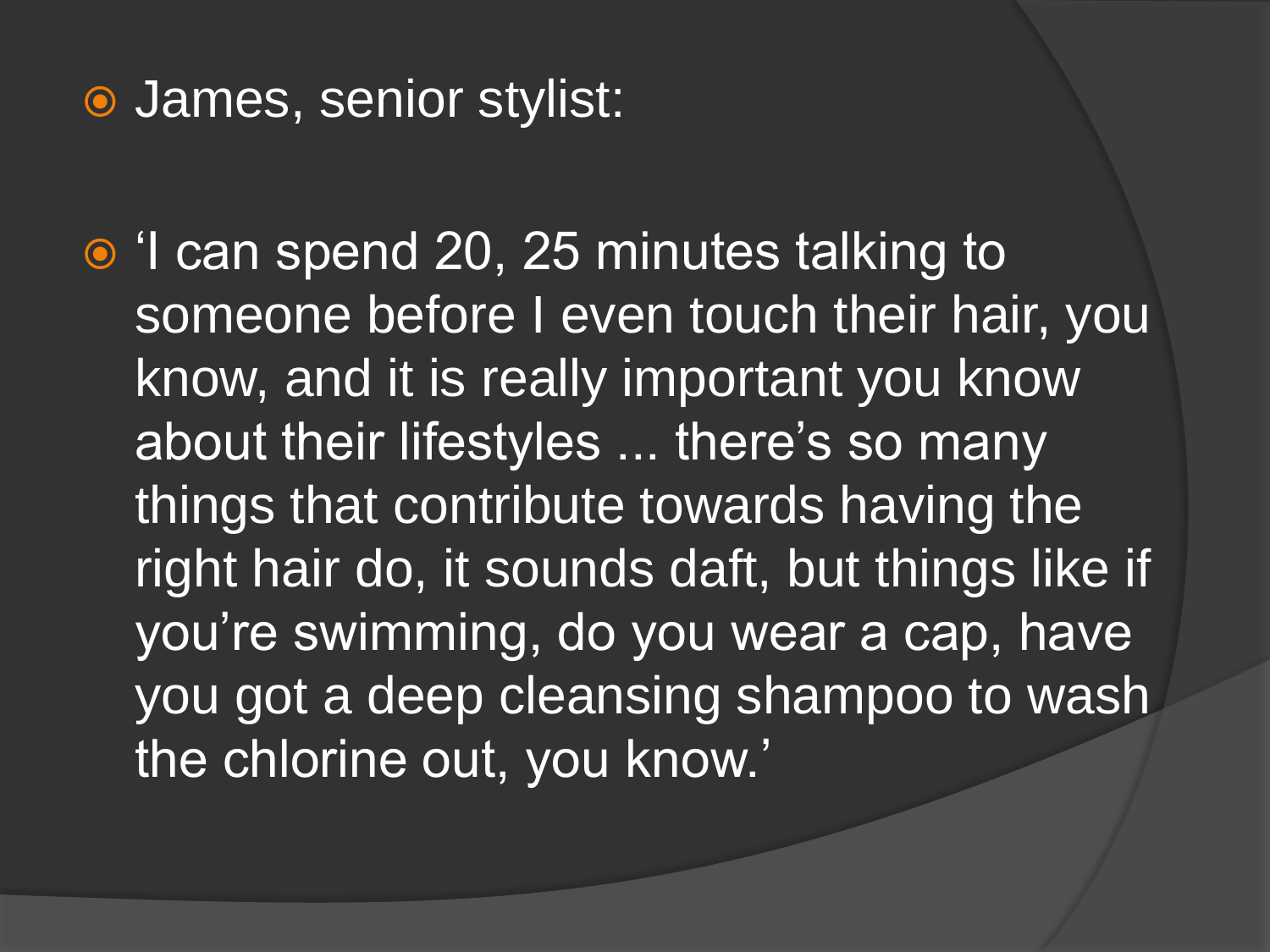- James, senior stylist:

- 'I can spend 20, 25 minutes talking to someone before I even touch their hair, you know, and it is really important you know about their lifestyles ... there's so many things that contribute towards having the right hair do, it sounds daft, but things like if you're swimming, do you wear a cap, have you got a deep cleansing shampoo to wash the chlorine out, you know.'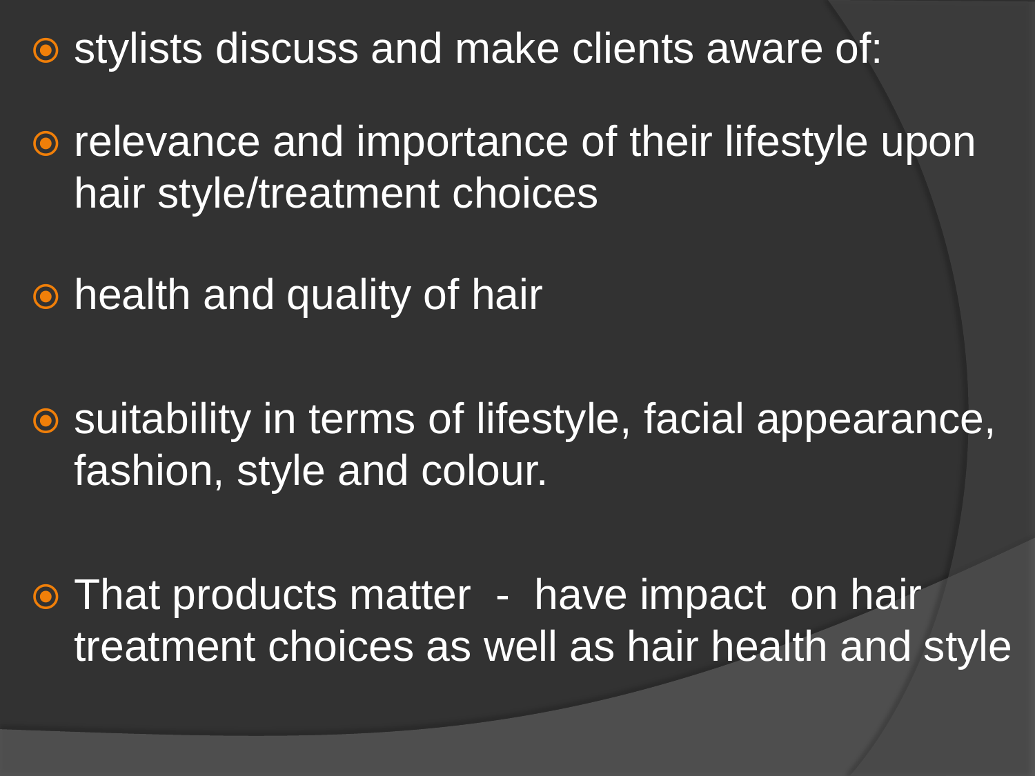- stylists discuss and make clients aware of:
- relevance and importance of their lifestyle upon hair style/treatment choices
- health and quality of hair
- suitability in terms of lifestyle, facial appearance, fashion, style and colour.
- That products matter - have impact on hair treatment choices as well as hair health and style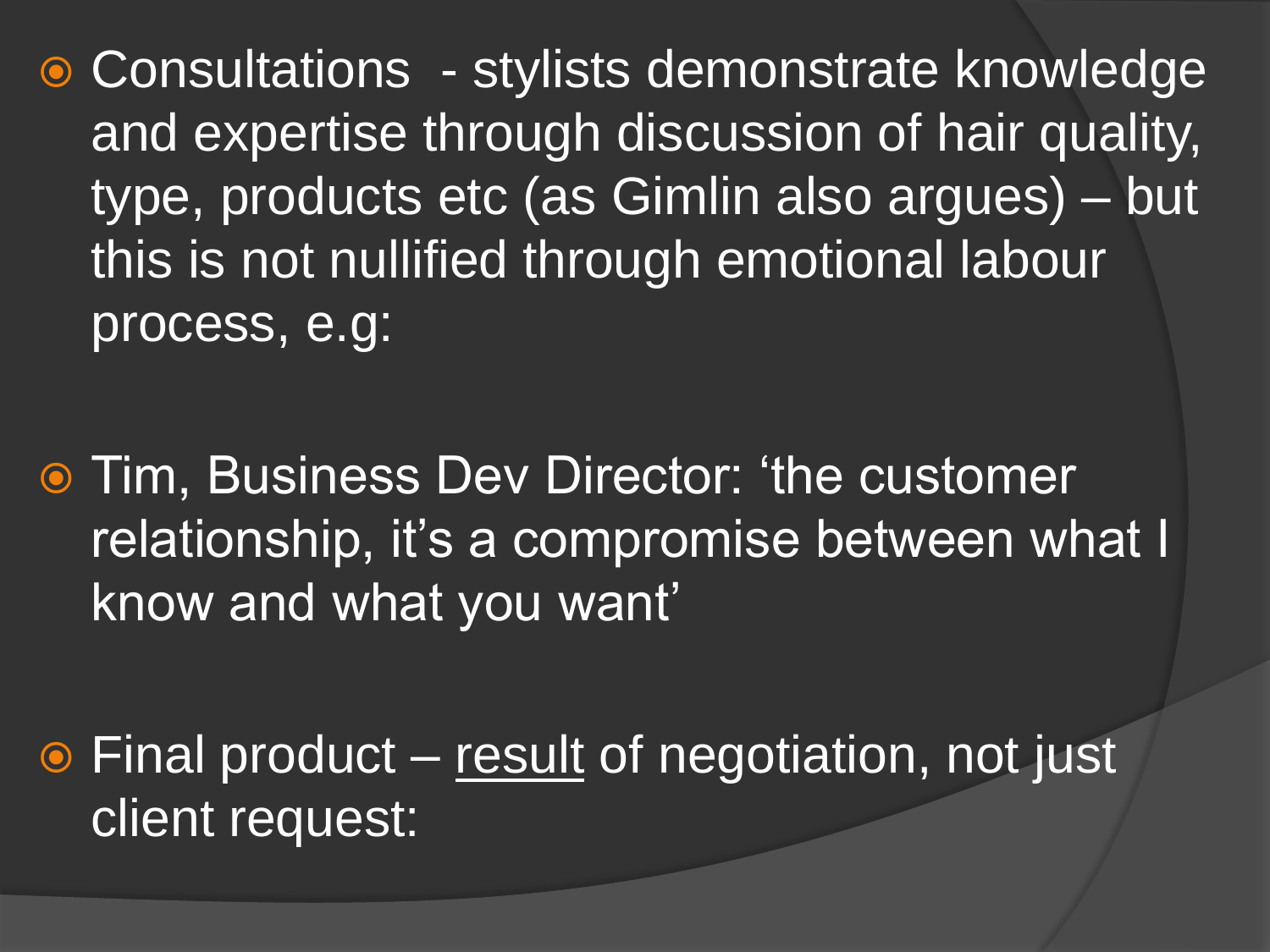- Consultations - stylists demonstrate knowledge and expertise through discussion of hair quality, type, products etc (as Gimlin also argues) – but this is not nullified through emotional labour process, e.g:

- Tim, Business Dev Director: 'the customer relationship, it's a compromise between what I know and what you want'

- Final product – <u>result</u> of negotiation, not just client request: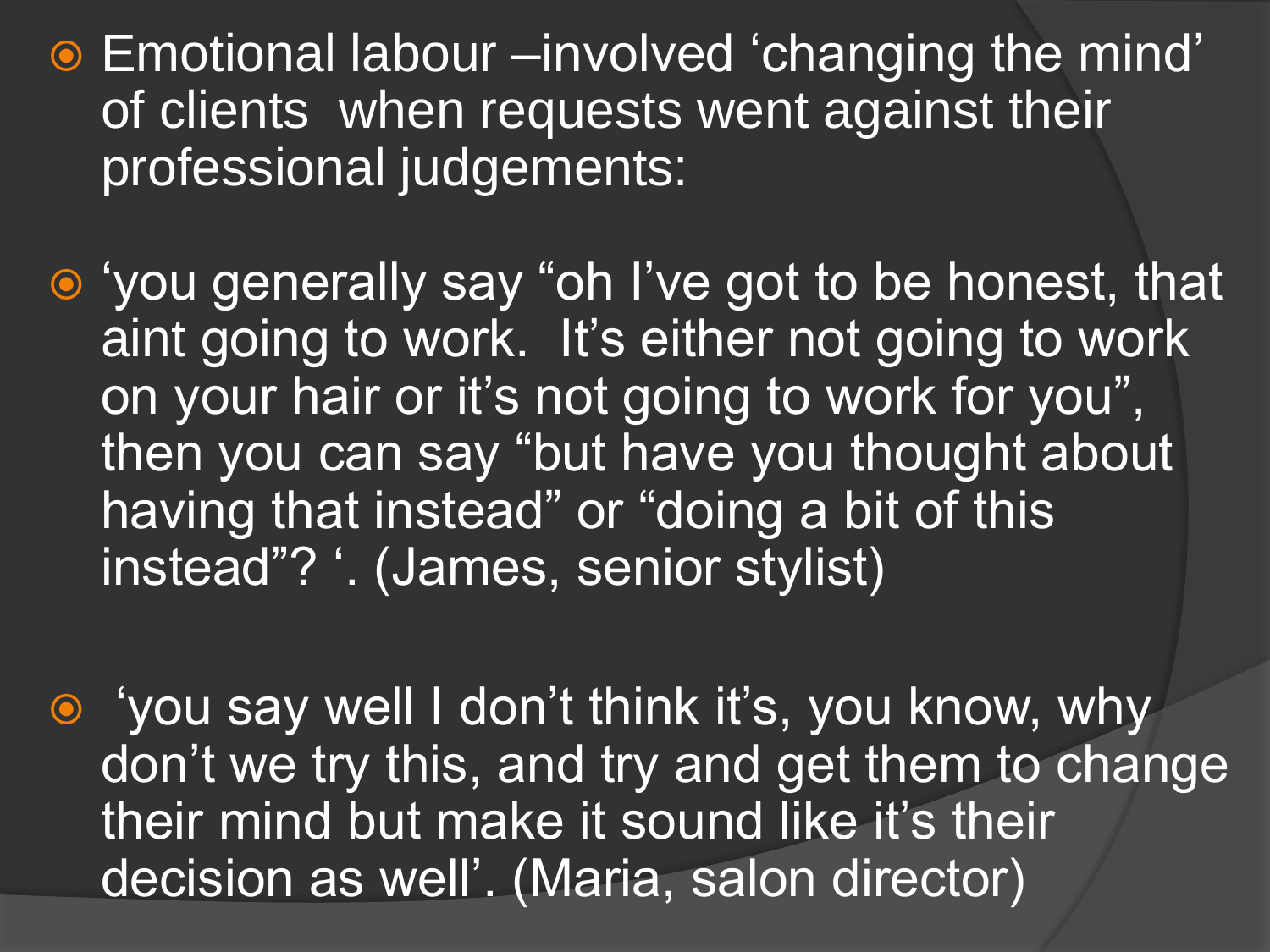- Emotional labour –involved ‘changing the mind’ of clients when requests went against their professional judgements:

- ‘you generally say “oh I’ve got to be honest, that aint going to work. It’s either not going to work on your hair or it’s not going to work for you”, then you can say “but have you thought about having that instead” or “doing a bit of this instead”? ‘. (James, senior stylist)

- ‘you say well I don’t think it’s, you know, why don’t we try this, and try and get them to change their mind but make it sound like it’s their decision as well’. (Maria, salon director)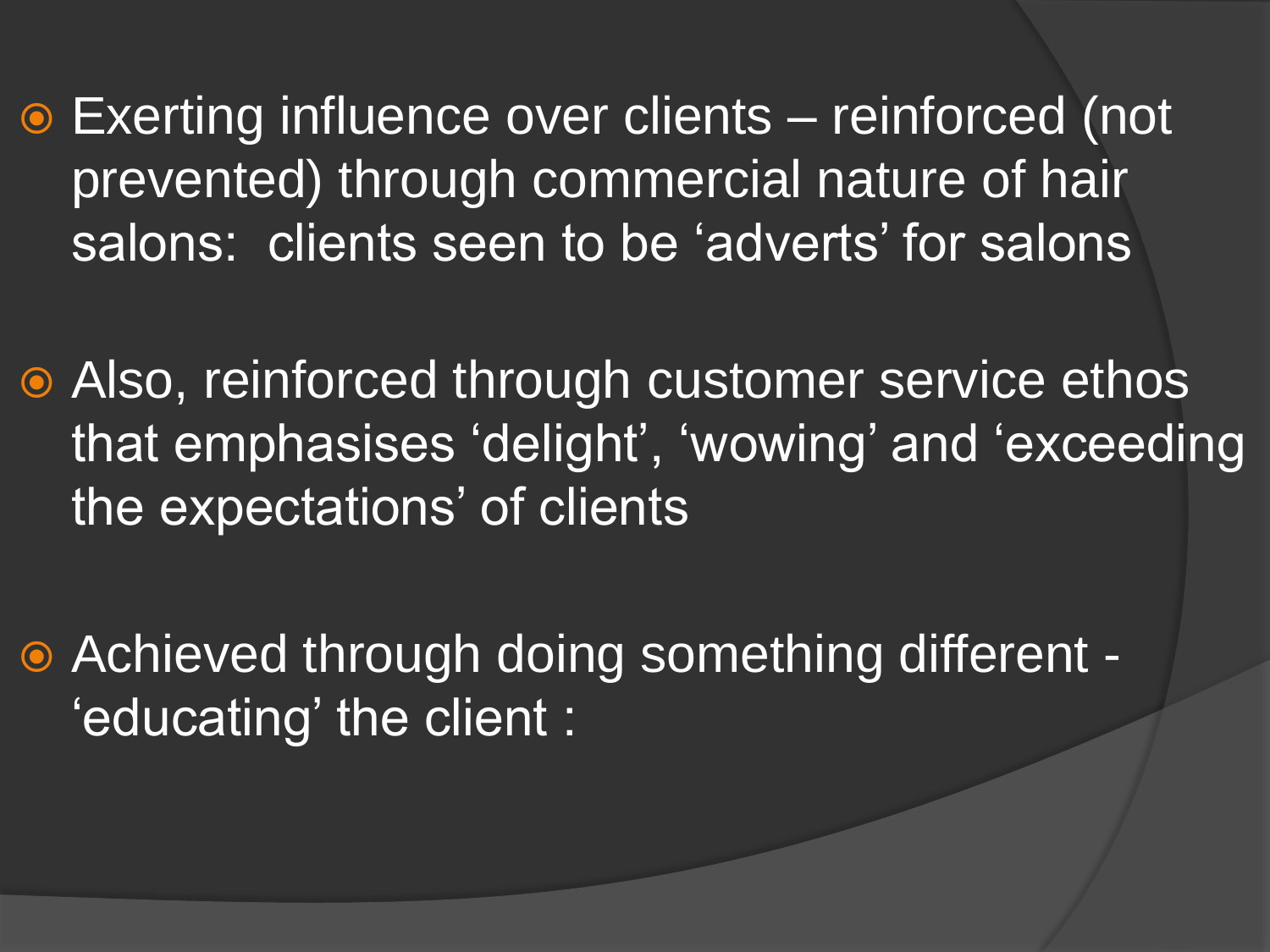- Exerting influence over clients – reinforced (not prevented) through commercial nature of hair salons: clients seen to be 'adverts' for salons

- Also, reinforced through customer service ethos that emphasises 'delight', 'wowing' and 'exceeding the expectations' of clients

- Achieved through doing something different - 'educating' the client :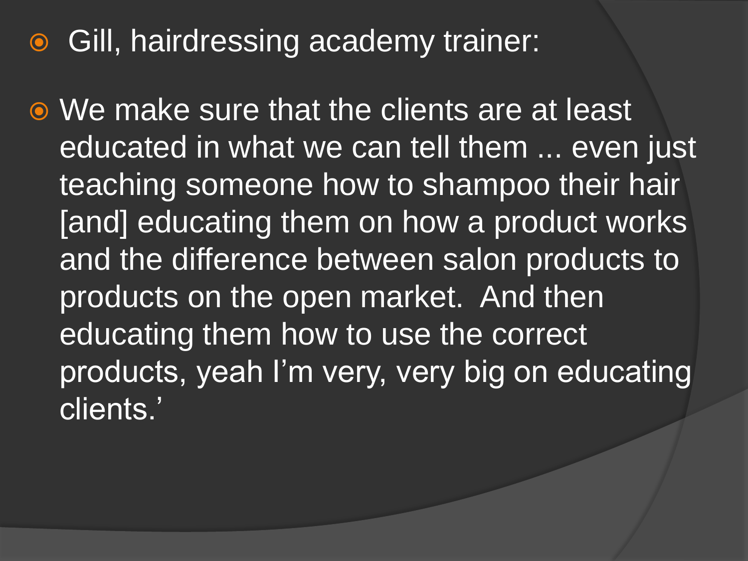- Gill, hairdressing academy trainer:

- We make sure that the clients are at least educated in what we can tell them ... even just teaching someone how to shampoo their hair [and] educating them on how a product works and the difference between salon products to products on the open market. And then educating them how to use the correct products, yeah I'm very, very big on educating clients.'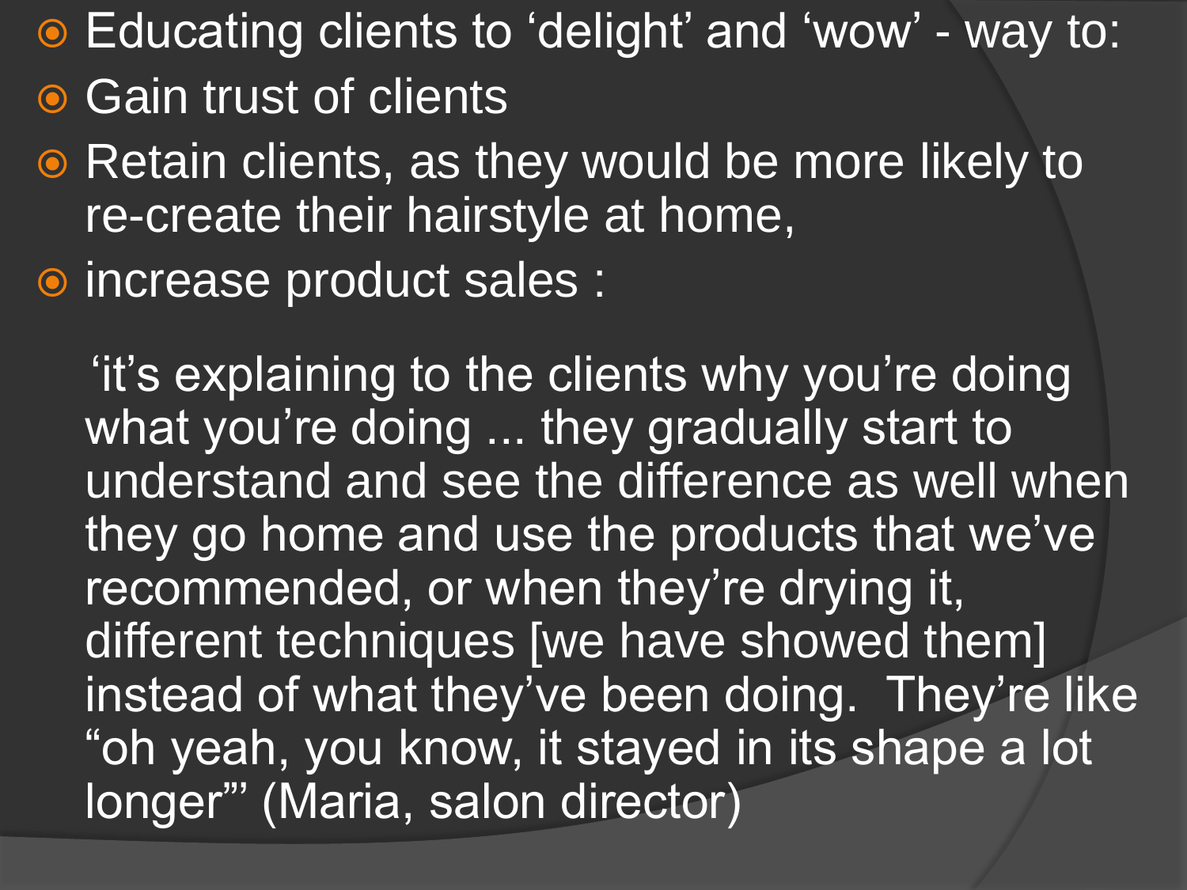- Educating clients to ‘delight’ and ‘wow’ - way to:
- Gain trust of clients
- Retain clients, as they would be more likely to re-create their hairstyle at home,
- increase product sales :

‘it’s explaining to the clients why you’re doing what you’re doing ... they gradually start to understand and see the difference as well when they go home and use the products that we’ve recommended, or when they’re drying it, different techniques [we have showed them] instead of what they’ve been doing.  They’re like “oh yeah, you know, it stayed in its shape a lot longer”’ (Maria, salon director)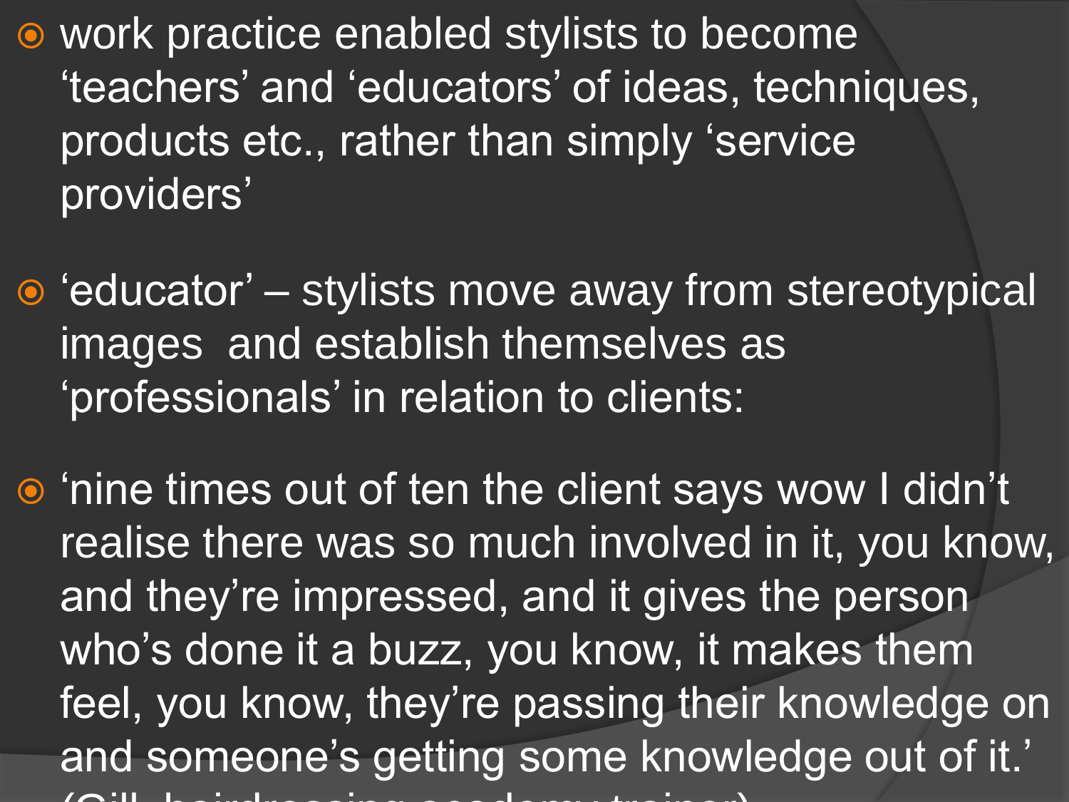- work practice enabled stylists to become ‘teachers’ and ‘educators’ of ideas, techniques, products etc., rather than simply ‘service providers’

- ‘educator’ – stylists move away from stereotypical images and establish themselves as ‘professionals’ in relation to clients:

- ‘nine times out of ten the client says wow I didn’t realise there was so much involved in it, you know, and they’re impressed, and it gives the person who’s done it a buzz, you know, it makes them feel, you know, they’re passing their knowledge on and someone’s getting some knowledge out of it.’ (Gill, hairdressing academy trainer)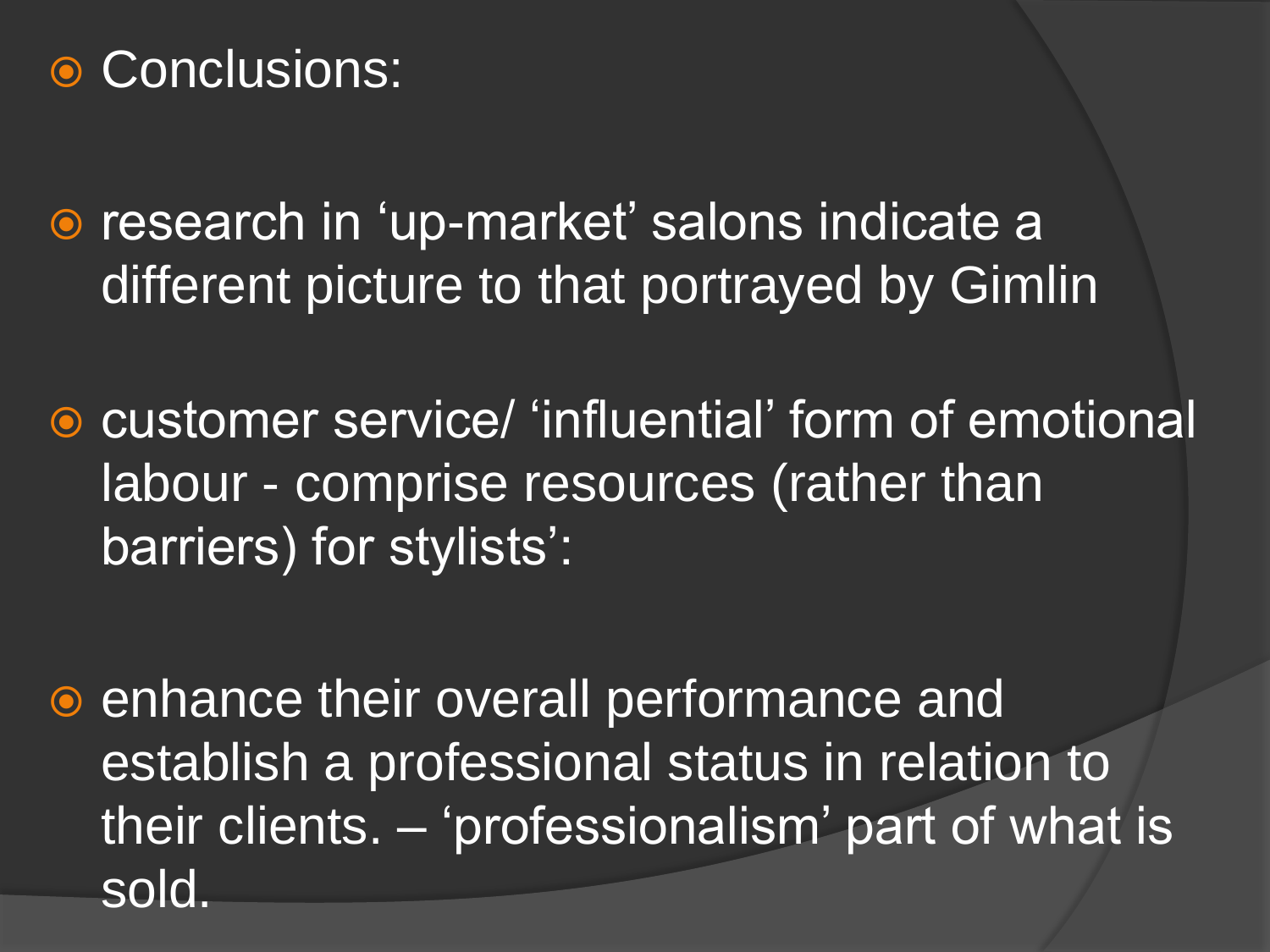- Conclusions:

- research in 'up-market' salons indicate a different picture to that portrayed by Gimlin

- customer service/ 'influential' form of emotional labour - comprise resources (rather than barriers) for stylists':

- enhance their overall performance and establish a professional status in relation to their clients. – 'professionalism' part of what is sold.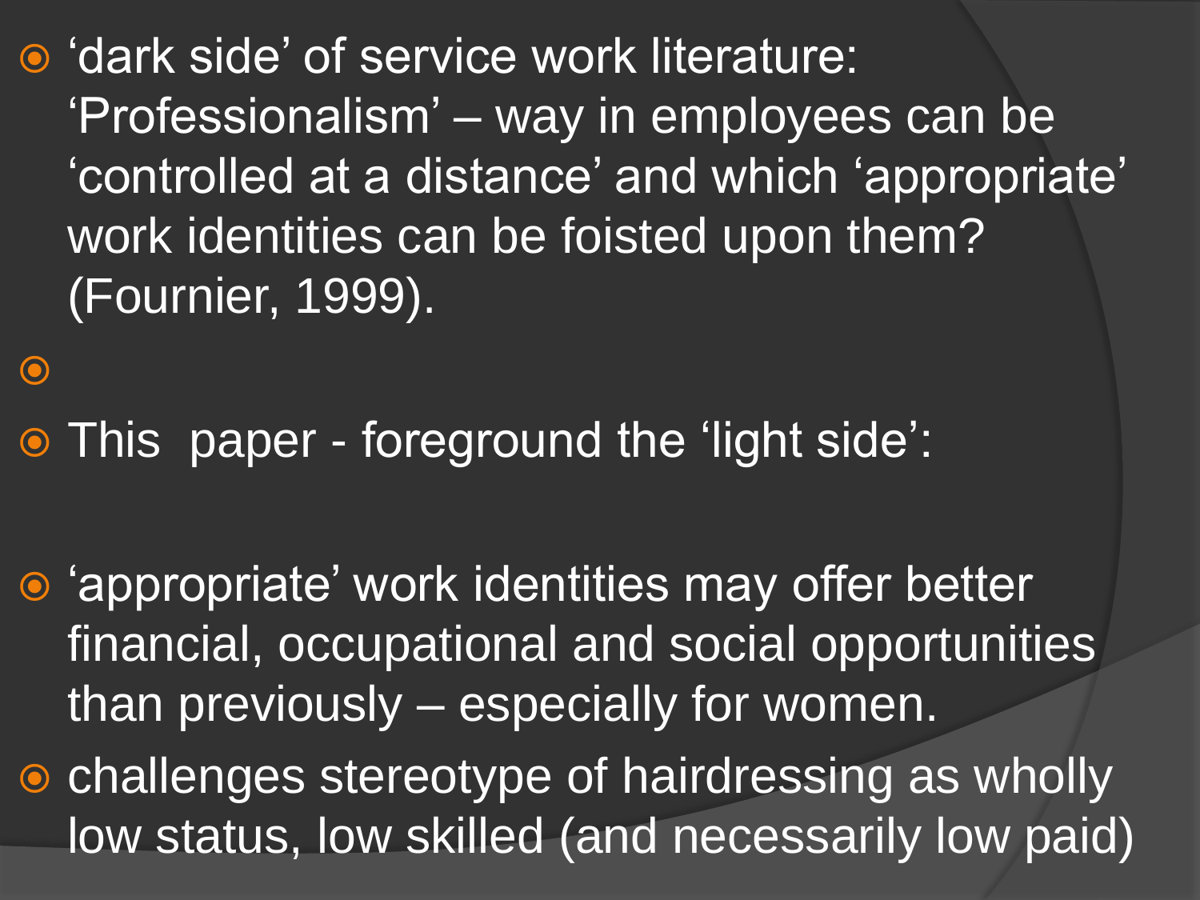- 'dark side' of service work literature: 'Professionalism' – way in employees can be 'controlled at a distance' and which 'appropriate' work identities can be foisted upon them? (Fournier, 1999).
- This paper - foreground the 'light side':
- 'appropriate' work identities may offer better financial, occupational and social opportunities than previously – especially for women.
- challenges stereotype of hairdressing as wholly low status, low skilled (and necessarily low paid)